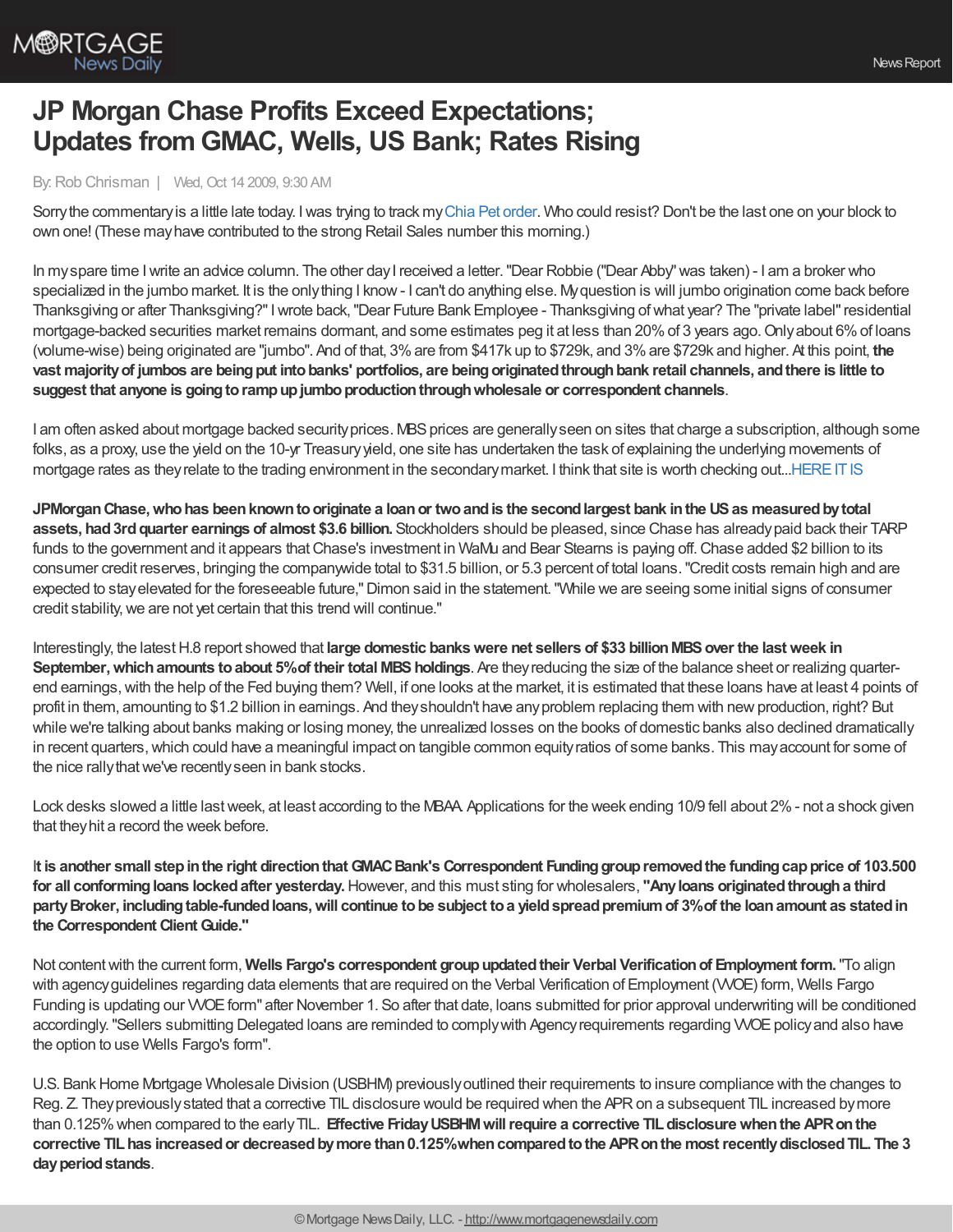# JP Morgan Chase Profits Exceed Expectations; Updates from GMAC, Wells, US Bank; Rates Rising

By: Rob Chrisman | Wed, Oct 14 2009, 9:30 AM

Sorry the commentary is a little late today. I was trying to track my Chia Pet order. Who could resist? Don't be the last one on your block to own one! (These may have contributed to the strong Retail Sales number this morning.)

In my spare time I write an advice column. The other day I received a letter. "Dear Robbie ("Dear Abby" was taken) - I am a broker who specialized in the jumbo market. It is the only thing I know - I can't do anything else. My question is will jumbo origination come back before Thanksgiving or after Thanksgiving?" I wrote back, "Dear Future Bank Employee - Thanksgiving of what year? The "private label" residential mortgage-backed securities market remains dormant, and some estimates peg it at less than 20% of 3 years ago. Only about 6% of loans (volume-wise) being originated are "jumbo". And of that, 3% are from $417k up to $729k, and 3% are $729k and higher. At this point, **the vast majority of jumbos are being put into banks' portfolios, are being originated through bank retail channels, and there is little to suggest that anyone is going to ramp up jumbo production through wholesale or correspondent channels**.

I am often asked about mortgage backed security prices. MBS prices are generally seen on sites that charge a subscription, although some folks, as a proxy, use the yield on the 10-yr Treasury yield, one site has undertaken the task of explaining the underlying movements of mortgage rates as they relate to the trading environment in the secondary market. I think that site is worth checking out...HERE IT IS

**JPMorgan Chase, who has been known to originate a loan or two and is the second largest bank in the US as measured by total assets, had 3rd quarter earnings of almost $3.6 billion.** Stockholders should be pleased, since Chase has already paid back their TARP funds to the government and it appears that Chase's investment in WaMu and Bear Stearns is paying off. Chase added $2 billion to its consumer credit reserves, bringing the companywide total to $31.5 billion, or 5.3 percent of total loans. "Credit costs remain high and are expected to stay elevated for the foreseeable future," Dimon said in the statement. "While we are seeing some initial signs of consumer credit stability, we are not yet certain that this trend will continue."

Interestingly, the latest H.8 report showed that **large domestic banks were net sellers of $33 billion MBS over the last week in September, which amounts to about 5% of their total MBS holdings**. Are they reducing the size of the balance sheet or realizing quarter-end earnings, with the help of the Fed buying them? Well, if one looks at the market, it is estimated that these loans have at least 4 points of profit in them, amounting to $1.2 billion in earnings. And they shouldn't have any problem replacing them with new production, right? But while we're talking about banks making or losing money, the unrealized losses on the books of domestic banks also declined dramatically in recent quarters, which could have a meaningful impact on tangible common equity ratios of some banks. This may account for some of the nice rally that we've recently seen in bank stocks.

Lock desks slowed a little last week, at least according to the MBAA. Applications for the week ending 10/9 fell about 2% - not a shock given that they hit a record the week before.

I**t is another small step in the right direction that GMAC Bank's Correspondent Funding group removed the funding cap price of 103.500 for all conforming loans locked after yesterday.** However, and this must sting for wholesalers, **"Any loans originated through a third party Broker, including table-funded loans, will continue to be subject to a yield spread premium of 3% of the loan amount as stated in the Correspondent Client Guide."**

Not content with the current form, **Wells Fargo's correspondent group updated their Verbal Verification of Employment form.** "To align with agency guidelines regarding data elements that are required on the Verbal Verification of Employment (VVOE) form, Wells Fargo Funding is updating our VVOE form" after November 1. So after that date, loans submitted for prior approval underwriting will be conditioned accordingly. "Sellers submitting Delegated loans are reminded to comply with Agency requirements regarding VVOE policy and also have the option to use Wells Fargo's form".

U.S. Bank Home Mortgage Wholesale Division (USBHM) previously outlined their requirements to insure compliance with the changes to Reg. Z. They previously stated that a corrective TIL disclosure would be required when the APR on a subsequent TIL increased by more than 0.125% when compared to the early TIL. **Effective Friday USBHM will require a corrective TIL disclosure when the APR on the corrective TIL has increased or decreased by more than 0.125% when compared to the APR on the most recently disclosed TIL. The 3 day period stands**.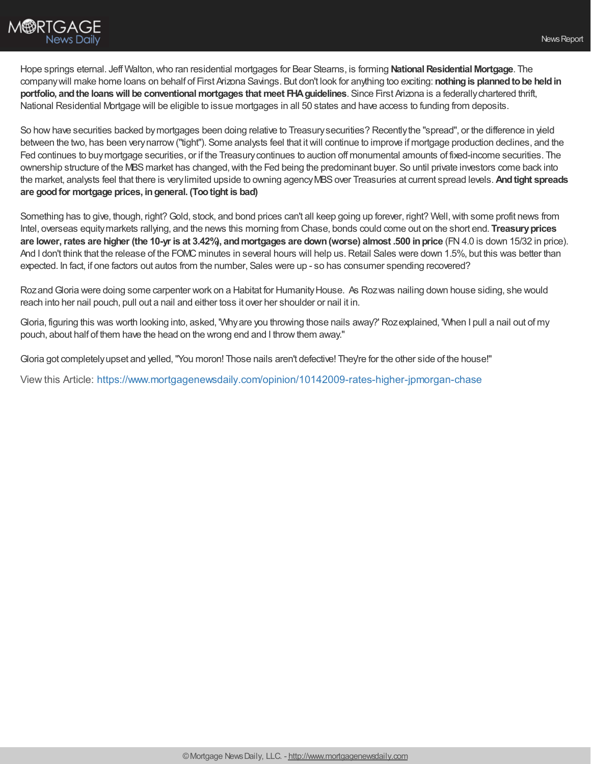Hope springs eternal. Jeff Walton, who ran residential mortgages for Bear Stearns, is forming **National Residential Mortgage**. The company will make home loans on behalf of First Arizona Savings. But don't look for anything too exciting: **nothing is planned to be held in portfolio, and the loans will be conventional mortgages that meet FHA guidelines**. Since First Arizona is a federally chartered thrift, National Residential Mortgage will be eligible to issue mortgages in all 50 states and have access to funding from deposits.

So how have securities backed by mortgages been doing relative to Treasury securities? Recently the "spread", or the difference in yield between the two, has been very narrow ("tight"). Some analysts feel that it will continue to improve if mortgage production declines, and the Fed continues to buy mortgage securities, or if the Treasury continues to auction off monumental amounts of fixed-income securities. The ownership structure of the MBS market has changed, with the Fed being the predominant buyer. So until private investors come back into the market, analysts feel that there is very limited upside to owning agency MBS over Treasuries at current spread levels. **And tight spreads are good for mortgage prices, in general. (Too tight is bad)**

Something has to give, though, right? Gold, stock, and bond prices can't all keep going up forever, right? Well, with some profit news from Intel, overseas equity markets rallying, and the news this morning from Chase, bonds could come out on the short end. **Treasury prices are lower, rates are higher (the 10-yr is at 3.42%), and mortgages are down (worse) almost .500 in price** (FN 4.0 is down 15/32 in price). And I don't think that the release of the FOMC minutes in several hours will help us. Retail Sales were down 1.5%, but this was better than expected. In fact, if one factors out autos from the number, Sales were up - so has consumer spending recovered?

Roz and Gloria were doing some carpenter work on a Habitat for Humanity House. As Roz was nailing down house siding, she would reach into her nail pouch, pull out a nail and either toss it over her shoulder or nail it in.

Gloria, figuring this was worth looking into, asked, 'Why are you throwing those nails away?' Roz explained, 'When I pull a nail out of my pouch, about half of them have the head on the wrong end and I throw them away."

Gloria got completely upset and yelled, "You moron! Those nails aren't defective! They're for the other side of the house!"

View this Article: https://www.mortgagenewsdaily.com/opinion/10142009-rates-higher-jpmorgan-chase